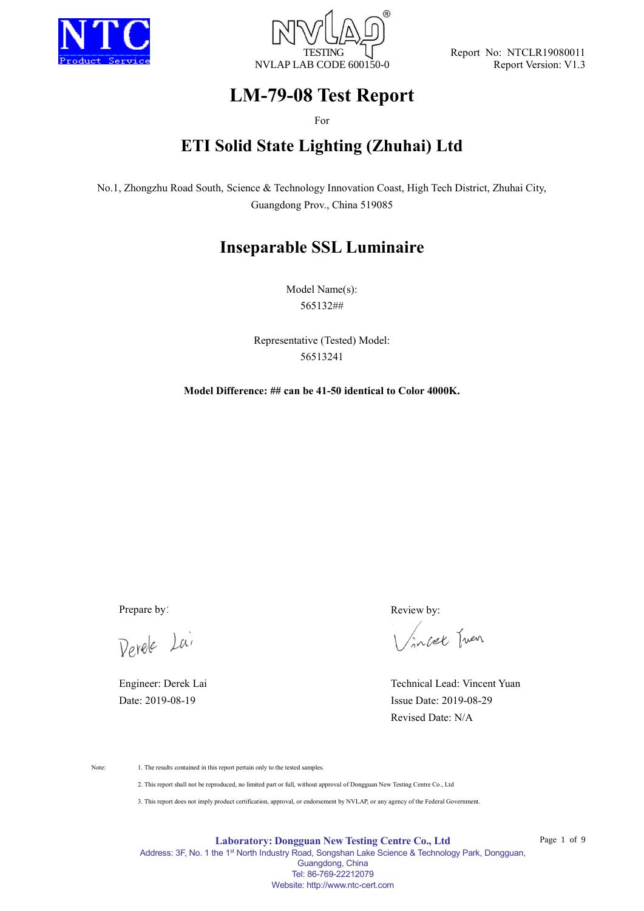NVLAP LAB CODE 600150-0

Report No: NTCLR19080011
Report Version: V1.3

# LM-79-08 Test Report

For

## ETI Solid State Lighting (Zhuhai) Ltd

No.1, Zhongzhu Road South, Science & Technology Innovation Coast, High Tech District, Zhuhai City, Guangdong Prov., China 519085

## Inseparable SSL Luminaire

Model Name(s):
565132##

Representative (Tested) Model:
56513241

**Model Difference: ## can be 41-50 identical to Color 4000K.**

Prepare by:

Engineer: Derek Lai
Date: 2019-08-19

Review by:

Technical Lead: Vincent Yuan
Issue Date: 2019-08-29
Revised Date: N/A

Note:
1. The results contained in this report pertain only to the tested samples.
2. This report shall not be reproduced, no limited part or full, without approval of Dongguan New Testing Centre Co., Ltd
3. This report does not imply product certification, approval, or endorsement by NVLAP, or any agency of the Federal Government.

**Laboratory: Dongguan New Testing Centre Co., Ltd**
Address: 3F, No. 1 the 1st North Industry Road, Songshan Lake Science & Technology Park, Dongguan, Guangdong, China
Tel: 86-769-22212079
Website: http://www.ntc-cert.com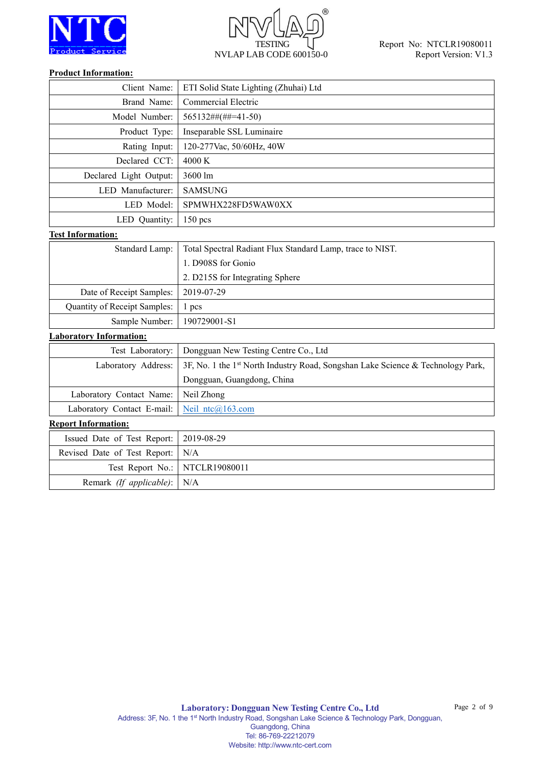**Product Information:**

| | |
|---|---|
| Client Name: | ETI Solid State Lighting (Zhuhai) Ltd |
| Brand Name: | Commercial Electric |
| Model Number: | 565132##(##=41-50) |
| Product Type: | Inseparable SSL Luminaire |
| Rating Input: | 120-277Vac, 50/60Hz, 40W |
| Declared CCT: | 4000 K |
| Declared Light Output: | 3600 lm |
| LED Manufacturer: | SAMSUNG |
| LED Model: | SPMWHX228FD5WAW0XX |
| LED Quantity: | 150 pcs |

**Test Information:**

| | |
|---|---|
| Standard Lamp: | Total Spectral Radiant Flux Standard Lamp, trace to NIST.<br>1. D908S for Gonio<br>2. D215S for Integrating Sphere |
| Date of Receipt Samples: | 2019-07-29 |
| Quantity of Receipt Samples: | 1 pcs |
| Sample Number: | 190729001-S1 |

**Laboratory Information:**

| | |
|---|---|
| Test Laboratory: | Dongguan New Testing Centre Co., Ltd |
| Laboratory Address: | 3F, No. 1 the 1st North Industry Road, Songshan Lake Science & Technology Park, Dongguan, Guangdong, China |
| Laboratory Contact Name: | Neil Zhong |
| Laboratory Contact E-mail: | Neil_ntc@163.com |

**Report Information:**

| | |
|---|---|
| Issued Date of Test Report: | 2019-08-29 |
| Revised Date of Test Report: | N/A |
| Test Report No.: | NTCLR19080011 |
| Remark *(If applicable)*: | N/A |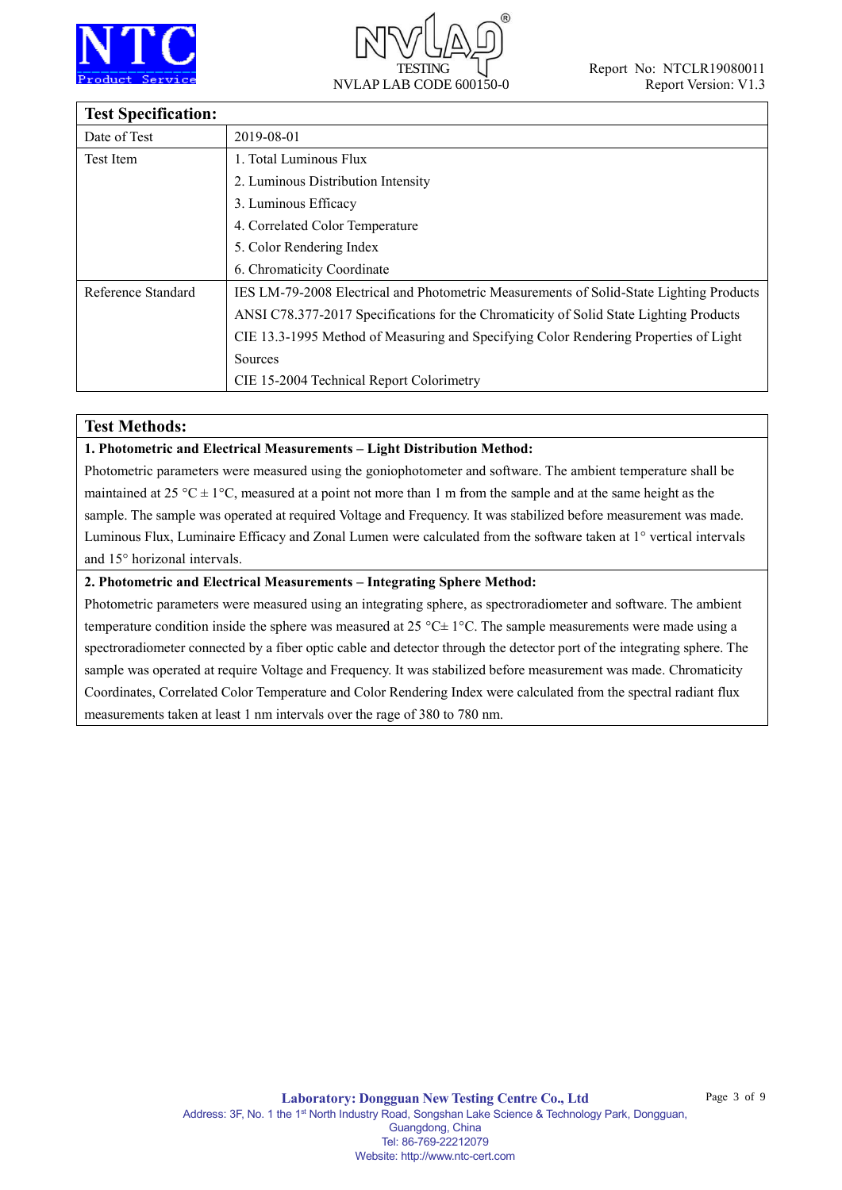## Test Specification:

| Field | Details |
|---|---|
| Date of Test | 2019-08-01 |
| Test Item | 1. Total Luminous Flux<br>2. Luminous Distribution Intensity<br>3. Luminous Efficacy<br>4. Correlated Color Temperature<br>5. Color Rendering Index<br>6. Chromaticity Coordinate |
| Reference Standard | IES LM-79-2008 Electrical and Photometric Measurements of Solid-State Lighting Products<br>ANSI C78.377-2017 Specifications for the Chromaticity of Solid State Lighting Products<br>CIE 13.3-1995 Method of Measuring and Specifying Color Rendering Properties of Light Sources<br>CIE 15-2004 Technical Report Colorimetry |

## Test Methods:

**1. Photometric and Electrical Measurements – Light Distribution Method:**

Photometric parameters were measured using the goniophotometer and software. The ambient temperature shall be maintained at 25 °C ± 1°C, measured at a point not more than 1 m from the sample and at the same height as the sample. The sample was operated at required Voltage and Frequency. It was stabilized before measurement was made. Luminous Flux, Luminaire Efficacy and Zonal Lumen were calculated from the software taken at 1° vertical intervals and 15° horizonal intervals.

**2. Photometric and Electrical Measurements – Integrating Sphere Method:**

Photometric parameters were measured using an integrating sphere, as spectroradiometer and software. The ambient temperature condition inside the sphere was measured at 25 °C± 1°C. The sample measurements were made using a spectroradiometer connected by a fiber optic cable and detector through the detector port of the integrating sphere. The sample was operated at require Voltage and Frequency. It was stabilized before measurement was made. Chromaticity Coordinates, Correlated Color Temperature and Color Rendering Index were calculated from the spectral radiant flux measurements taken at least 1 nm intervals over the rage of 380 to 780 nm.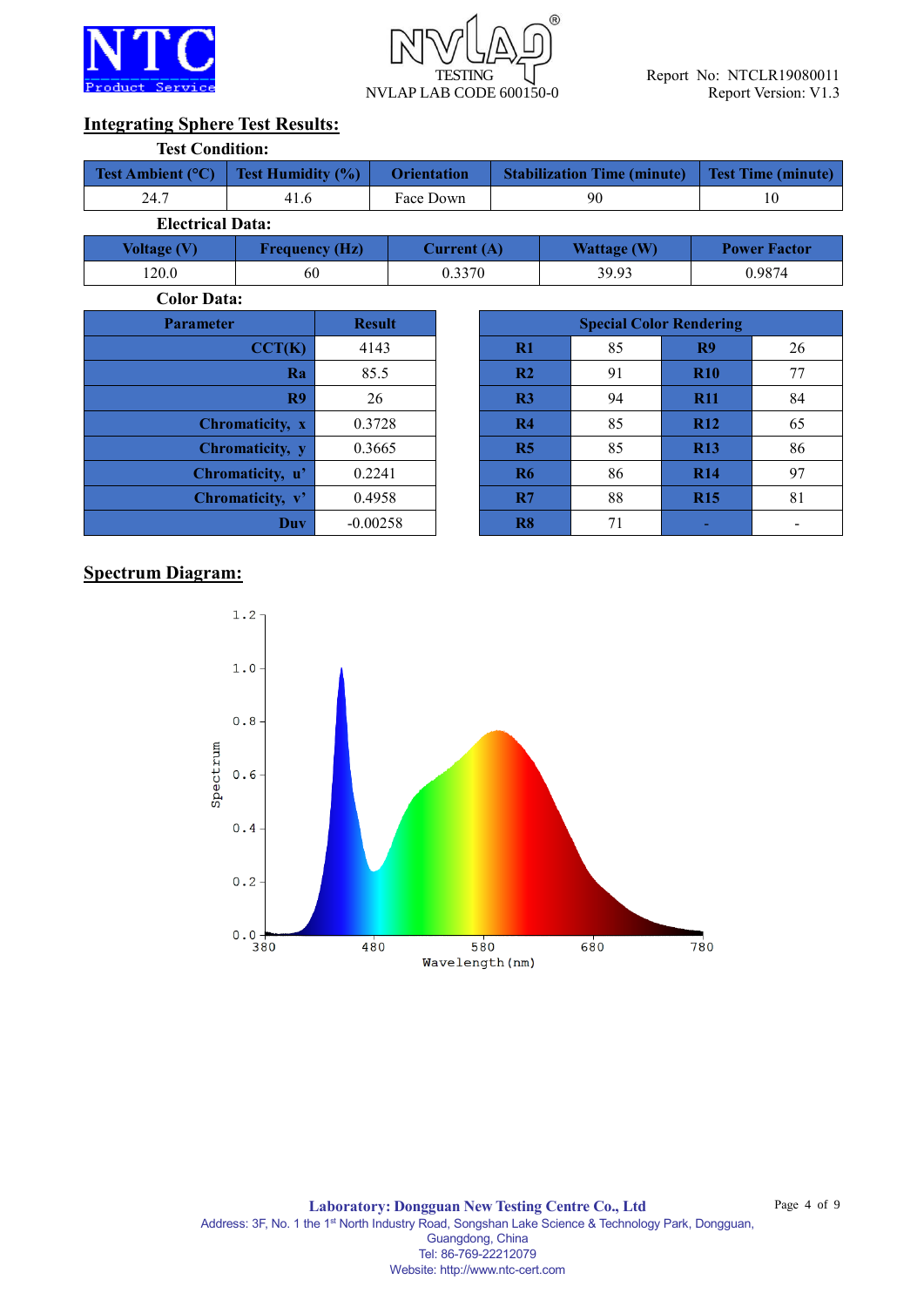## Integrating Sphere Test Results:

### Test Condition:

| Test Ambient (°C) | Test Humidity (%) | Orientation | Stabilization Time (minute) | Test Time (minute) |
|---|---|---|---|---|
| 24.7 | 41.6 | Face Down | 90 | 10 |

### Electrical Data:

| Voltage (V) | Frequency (Hz) | Current (A) | Wattage (W) | Power Factor |
|---|---|---|---|---|
| 120.0 | 60 | 0.3370 | 39.93 | 0.9874 |

### Color Data:

| Parameter | Result |
|---|---|
| CCT(K) | 4143 |
| Ra | 85.5 |
| R9 | 26 |
| Chromaticity, x | 0.3728 |
| Chromaticity, y | 0.3665 |
| Chromaticity, u' | 0.2241 |
| Chromaticity, v' | 0.4958 |
| Duv | -0.00258 |

| Special Color Rendering | | | |
|---|---|---|---|
| R1 | 85 | R9 | 26 |
| R2 | 91 | R10 | 77 |
| R3 | 94 | R11 | 84 |
| R4 | 85 | R12 | 65 |
| R5 | 85 | R13 | 86 |
| R6 | 86 | R14 | 97 |
| R7 | 88 | R15 | 81 |
| R8 | 71 | - | - |

## Spectrum Diagram: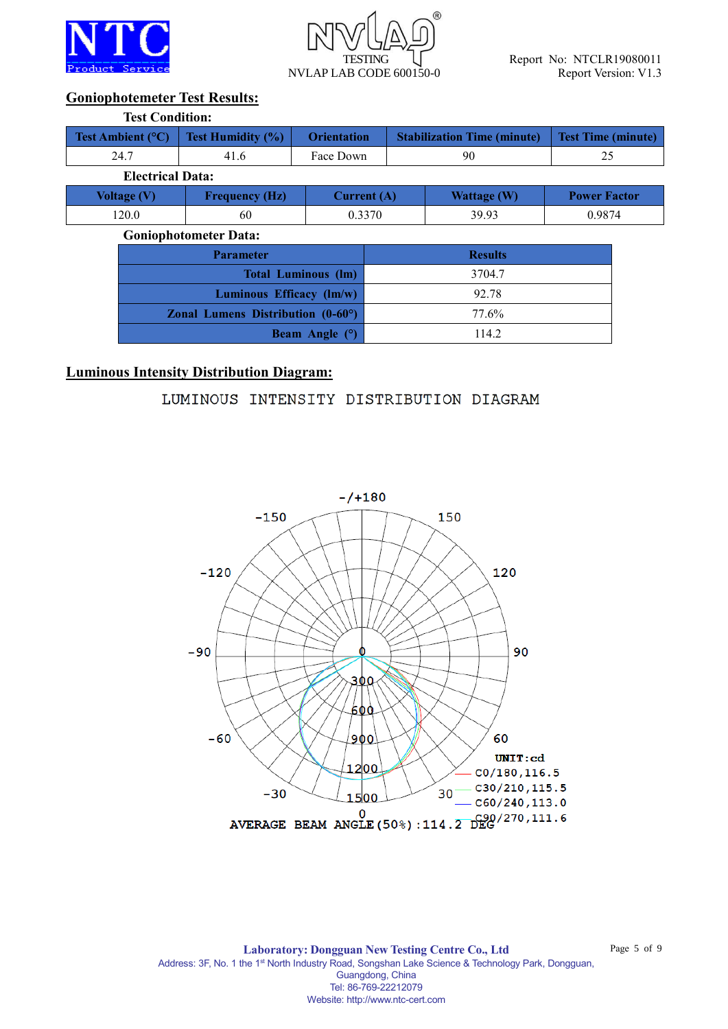## Goniophotemeter Test Results:

**Test Condition:**

| Test Ambient (°C) | Test Humidity (%) | Orientation | Stabilization Time (minute) | Test Time (minute) |
|---|---|---|---|---|
| 24.7 | 41.6 | Face Down | 90 | 25 |

**Electrical Data:**

| Voltage (V) | Frequency (Hz) | Current (A) | Wattage (W) | Power Factor |
|---|---|---|---|---|
| 120.0 | 60 | 0.3370 | 39.93 | 0.9874 |

**Goniophotometer Data:**

| Parameter | Results |
|---|---|
| Total Luminous (lm) | 3704.7 |
| Luminous Efficacy (lm/w) | 92.78 |
| Zonal Lumens Distribution (0-60°) | 77.6% |
| Beam Angle (°) | 114.2 |

## Luminous Intensity Distribution Diagram:

LUMINOUS INTENSITY DISTRIBUTION DIAGRAM

UNIT:cd

C0/180,116.5

C30/210,115.5

C60/240,113.0

C90/270,111.6

AVERAGE BEAM ANGLE(50%):114.2 DEG

**Laboratory: Dongguan New Testing Centre Co., Ltd**

Address: 3F, No. 1 the 1st North Industry Road, Songshan Lake Science & Technology Park, Dongguan, Guangdong, China

Tel: 86-769-22212079

Website: http://www.ntc-cert.com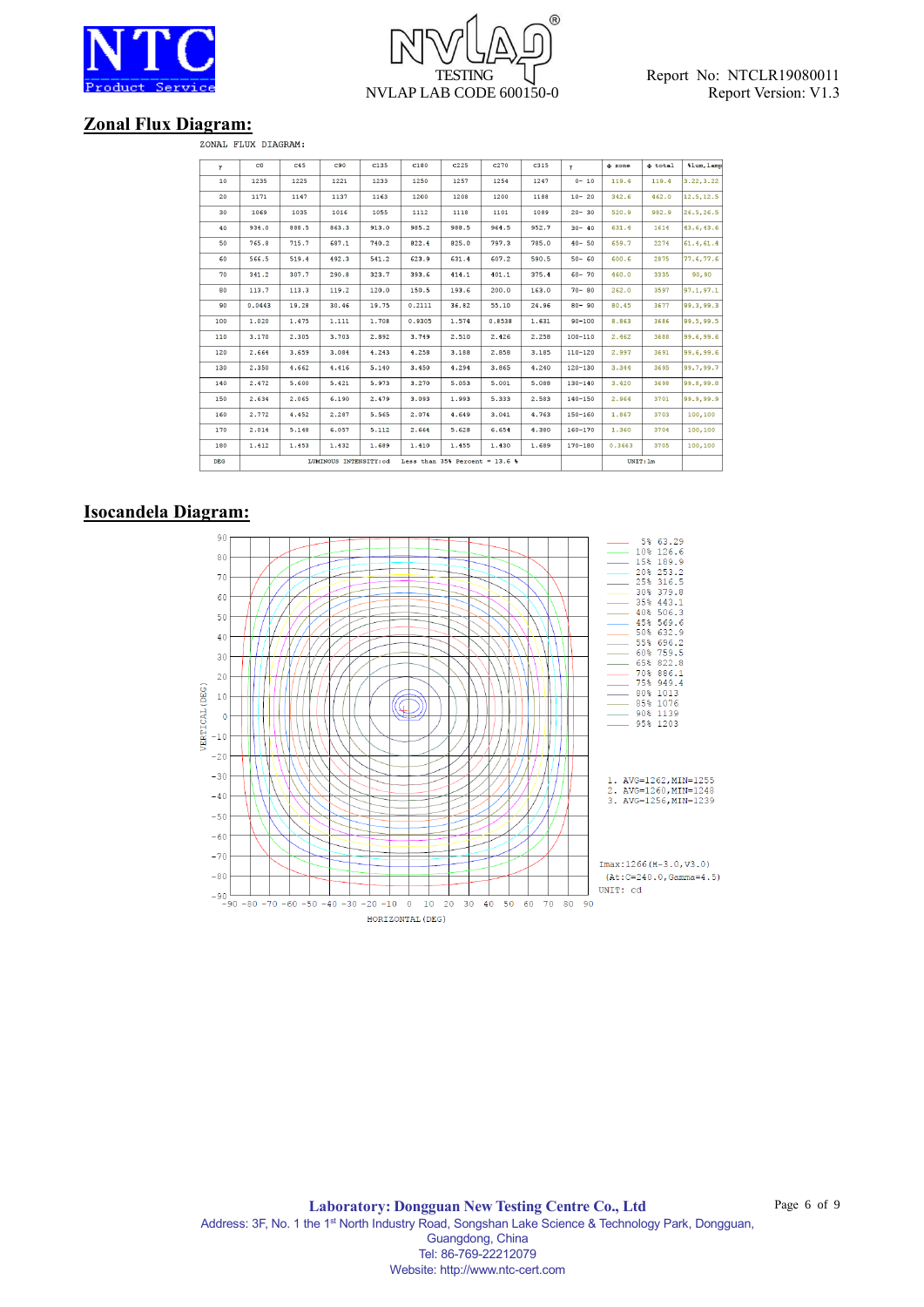## Zonal Flux Diagram:

ZONAL FLUX DIAGRAM:

| γ | C0 | C45 | C90 | C135 | C180 | C225 | C270 | C315 | γ | Φ zone | Φ total | %lum,lamp |
|---|---|---|---|---|---|---|---|---|---|---|---|---|
| 10 | 1235 | 1225 | 1221 | 1233 | 1250 | 1257 | 1254 | 1247 | 0- 10 | 119.4 | 119.4 | 3.22,3.22 |
| 20 | 1171 | 1147 | 1137 | 1163 | 1200 | 1208 | 1200 | 1188 | 10- 20 | 342.6 | 462.0 | 12.5,12.5 |
| 30 | 1069 | 1035 | 1016 | 1055 | 1112 | 1118 | 1101 | 1089 | 20- 30 | 520.9 | 982.9 | 26.5,26.5 |
| 40 | 934.0 | 888.5 | 863.3 | 913.0 | 985.2 | 988.5 | 964.5 | 952.7 | 30- 40 | 631.4 | 1614 | 43.6,43.6 |
| 50 | 765.8 | 715.7 | 687.1 | 740.2 | 822.4 | 825.0 | 797.3 | 785.0 | 40- 50 | 659.7 | 2274 | 61.4,61.4 |
| 60 | 566.5 | 519.4 | 492.3 | 541.2 | 623.9 | 631.4 | 607.2 | 590.5 | 50- 60 | 600.6 | 2875 | 77.6,77.6 |
| 70 | 341.2 | 307.7 | 290.8 | 323.7 | 393.6 | 414.1 | 401.1 | 375.4 | 60- 70 | 460.0 | 3335 | 90,90 |
| 80 | 113.7 | 113.3 | 119.2 | 120.0 | 150.5 | 193.6 | 200.0 | 163.0 | 70- 80 | 262.0 | 3597 | 97.1,97.1 |
| 90 | 0.0443 | 19.28 | 30.46 | 19.75 | 0.2111 | 36.82 | 55.10 | 24.96 | 80- 90 | 80.45 | 3677 | 99.3,99.3 |
| 100 | 1.020 | 1.475 | 1.111 | 1.708 | 0.9305 | 1.574 | 0.8538 | 1.631 | 90-100 | 8.863 | 3686 | 99.5,99.5 |
| 110 | 3.170 | 2.305 | 3.703 | 2.892 | 3.749 | 2.510 | 2.426 | 2.258 | 100-110 | 2.462 | 3688 | 99.6,99.6 |
| 120 | 2.664 | 3.659 | 3.084 | 4.243 | 4.258 | 3.188 | 2.858 | 3.185 | 110-120 | 2.997 | 3691 | 99.6,99.6 |
| 130 | 2.350 | 4.662 | 4.416 | 5.140 | 3.450 | 4.294 | 3.865 | 4.240 | 120-130 | 3.344 | 3695 | 99.7,99.7 |
| 140 | 2.472 | 5.600 | 5.421 | 5.973 | 3.270 | 5.053 | 5.001 | 5.088 | 130-140 | 3.420 | 3698 | 99.8,99.8 |
| 150 | 2.634 | 2.065 | 6.190 | 2.479 | 3.093 | 1.993 | 5.333 | 2.583 | 140-150 | 2.964 | 3701 | 99.9,99.9 |
| 160 | 2.772 | 4.452 | 2.287 | 5.565 | 2.074 | 4.649 | 3.041 | 4.763 | 150-160 | 1.867 | 3703 | 100,100 |
| 170 | 2.014 | 5.148 | 6.057 | 5.112 | 2.664 | 5.628 | 6.654 | 4.380 | 160-170 | 1.360 | 3704 | 100,100 |
| 180 | 1.412 | 1.453 | 1.432 | 1.689 | 1.410 | 1.455 | 1.430 | 1.689 | 170-180 | 0.3663 | 3705 | 100,100 |
| DEG | LUMINOUS INTENSITY:cd Less than 35% Percent = 13.6 % | | | | | | | | | UNIT:lm | | |

## Isocandela Diagram:

VERTICAL(DEG) / HORIZONTAL(DEG)

- 5% 63.29
- 10% 126.6
- 15% 189.9
- 20% 253.2
- 25% 316.5
- 30% 379.8
- 35% 443.1
- 40% 506.3
- 45% 569.6
- 50% 632.9
- 55% 696.2
- 60% 759.5
- 65% 822.8
- 70% 886.1
- 75% 949.4
- 80% 1013
- 85% 1076
- 90% 1139
- 95% 1203

1. AVG=1262,MIN=1255
2. AVG=1260,MIN=1248
3. AVG=1256,MIN=1239

Imax:1266(H-3.0,V3.0)
(At:C=240.0,Gamma=4.5)
UNIT: cd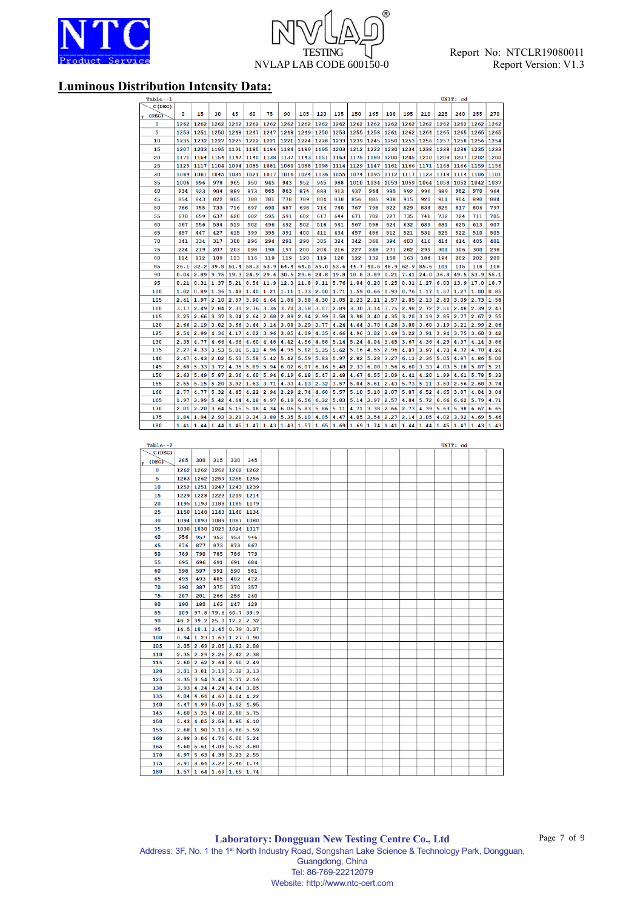## Luminous Distribution Intensity Data:

Table--1 UNIT: cd

| γ (DEG) \ C (DEG) | 0 | 15 | 30 | 45 | 60 | 75 | 90 | 105 | 120 | 135 | 150 | 165 | 180 | 195 | 210 | 225 | 240 | 255 | 270 |
|---|---|---|---|---|---|---|---|---|---|---|---|---|---|---|---|---|---|---|---|
| 0 | 1262 | 1262 | 1262 | 1262 | 1262 | 1262 | 1262 | 1262 | 1262 | 1262 | 1262 | 1262 | 1262 | 1262 | 1262 | 1262 | 1262 | 1262 | 1262 |
| 5 | 1253 | 1251 | 1250 | 1248 | 1247 | 1247 | 1248 | 1249 | 1250 | 1253 | 1255 | 1258 | 1261 | 1262 | 1264 | 1265 | 1265 | 1265 | 1265 |
| 10 | 1235 | 1232 | 1227 | 1225 | 1222 | 1221 | 1221 | 1224 | 1228 | 1233 | 1239 | 1245 | 1250 | 1253 | 1256 | 1257 | 1258 | 1256 | 1254 |
| 15 | 1207 | 1203 | 1195 | 1191 | 1185 | 1184 | 1184 | 1189 | 1195 | 1203 | 1212 | 1222 | 1230 | 1234 | 1238 | 1238 | 1238 | 1235 | 1233 |
| 20 | 1171 | 1164 | 1154 | 1147 | 1140 | 1138 | 1137 | 1143 | 1151 | 1163 | 1175 | 1188 | 1200 | 1205 | 1210 | 1208 | 1207 | 1202 | 1200 |
| 25 | 1125 | 1117 | 1104 | 1094 | 1085 | 1081 | 1080 | 1088 | 1098 | 1114 | 1129 | 1147 | 1161 | 1166 | 1171 | 1168 | 1166 | 1159 | 1156 |
| 30 | 1069 | 1061 | 1045 | 1035 | 1021 | 1017 | 1016 | 1024 | 1036 | 1055 | 1074 | 1095 | 1112 | 1117 | 1123 | 1118 | 1114 | 1106 | 1101 |
| 35 | 1006 | 996 | 978 | 965 | 950 | 945 | 943 | 952 | 965 | 988 | 1010 | 1034 | 1053 | 1059 | 1064 | 1058 | 1052 | 1042 | 1037 |
| 40 | 934 | 923 | 904 | 889 | 873 | 865 | 863 | 874 | 888 | 913 | 937 | 964 | 985 | 992 | 996 | 989 | 982 | 970 | 964 |
| 45 | 854 | 843 | 822 | 805 | 788 | 781 | 778 | 789 | 804 | 830 | 856 | 885 | 908 | 915 | 920 | 911 | 904 | 890 | 884 |
| 50 | 766 | 755 | 733 | 716 | 697 | 690 | 687 | 698 | 714 | 740 | 767 | 798 | 822 | 829 | 834 | 825 | 817 | 804 | 797 |
| 55 | 670 | 659 | 637 | 620 | 602 | 595 | 591 | 602 | 617 | 644 | 671 | 702 | 727 | 735 | 741 | 732 | 724 | 711 | 705 |
| 60 | 567 | 556 | 534 | 519 | 502 | 496 | 492 | 502 | 516 | 541 | 567 | 598 | 624 | 632 | 639 | 631 | 625 | 613 | 607 |
| 65 | 457 | 447 | 427 | 415 | 399 | 395 | 391 | 400 | 411 | 434 | 457 | 486 | 512 | 521 | 531 | 525 | 522 | 510 | 505 |
| 70 | 341 | 334 | 317 | 308 | 296 | 294 | 291 | 298 | 305 | 324 | 342 | 368 | 394 | 403 | 416 | 414 | 414 | 405 | 401 |
| 75 | 224 | 219 | 207 | 203 | 198 | 198 | 197 | 200 | 204 | 216 | 227 | 248 | 271 | 282 | 299 | 301 | 306 | 300 | 298 |
| 80 | 114 | 112 | 109 | 113 | 116 | 119 | 119 | 120 | 119 | 120 | 122 | 132 | 150 | 163 | 184 | 194 | 202 | 202 | 200 |
| 85 | 26.1 | 32.2 | 39.8 | 51.4 | 58.3 | 63.9 | 64.4 | 64.0 | 59.0 | 53.6 | 44.7 | 40.5 | 48.9 | 62.9 | 85.6 | 101 | 115 | 118 | 118 |
| 90 | 0.04 | 2.89 | 9.75 | 19.3 | 24.9 | 29.6 | 30.5 | 29.6 | 24.8 | 19.8 | 10.8 | 3.89 | 0.21 | 7.41 | 24.0 | 36.8 | 49.5 | 53.9 | 55.1 |
| 95 | 0.21 | 0.31 | 1.37 | 5.21 | 8.54 | 11.9 | 12.3 | 11.8 | 9.11 | 5.76 | 1.04 | 0.20 | 0.25 | 0.31 | 1.27 | 6.00 | 13.9 | 17.0 | 18.7 |
| 100 | 1.02 | 0.89 | 1.36 | 1.48 | 1.40 | 1.21 | 1.11 | 1.33 | 2.00 | 1.71 | 1.59 | 0.66 | 0.93 | 0.76 | 1.17 | 1.57 | 1.27 | 1.00 | 0.85 |
| 105 | 2.41 | 1.97 | 2.10 | 2.57 | 3.90 | 4.64 | 1.86 | 3.58 | 4.30 | 3.05 | 2.23 | 2.11 | 2.57 | 2.05 | 2.13 | 2.40 | 3.09 | 2.73 | 1.58 |
| 110 | 3.17 | 2.49 | 2.84 | 2.30 | 2.76 | 3.36 | 3.70 | 3.58 | 3.07 | 2.89 | 3.30 | 3.14 | 3.75 | 2.98 | 2.72 | 2.51 | 2.48 | 2.39 | 2.43 |
| 115 | 3.25 | 2.66 | 3.37 | 3.04 | 2.64 | 2.68 | 2.89 | 2.94 | 2.99 | 3.58 | 3.98 | 3.40 | 4.35 | 3.20 | 3.19 | 2.85 | 2.77 | 2.67 | 2.55 |
| 120 | 2.66 | 2.19 | 3.02 | 3.66 | 3.44 | 3.14 | 3.08 | 3.29 | 3.77 | 4.24 | 4.44 | 3.70 | 4.26 | 3.08 | 3.68 | 3.19 | 3.21 | 2.99 | 2.86 |
| 125 | 2.54 | 2.99 | 4.36 | 4.17 | 4.02 | 3.96 | 3.85 | 4.09 | 4.35 | 4.66 | 4.96 | 3.02 | 3.49 | 3.22 | 3.91 | 3.94 | 3.75 | 3.60 | 3.42 |
| 130 | 2.35 | 4.77 | 4.66 | 4.66 | 4.60 | 4.48 | 4.42 | 4.56 | 4.80 | 5.14 | 5.24 | 4.04 | 3.45 | 3.67 | 4.36 | 4.29 | 4.37 | 4.14 | 3.86 |
| 135 | 2.27 | 4.33 | 3.53 | 5.06 | 5.13 | 4.96 | 4.95 | 5.12 | 5.35 | 5.62 | 5.16 | 4.55 | 2.96 | 4.07 | 3.97 | 4.70 | 4.32 | 4.70 | 4.26 |
| 140 | 2.47 | 4.43 | 2.02 | 5.60 | 5.58 | 5.42 | 5.42 | 5.59 | 5.83 | 5.97 | 2.82 | 5.28 | 3.27 | 6.11 | 2.36 | 5.05 | 4.87 | 4.86 | 5.00 |
| 145 | 2.68 | 5.33 | 3.72 | 4.35 | 5.89 | 5.94 | 6.02 | 6.07 | 6.16 | 5.48 | 2.33 | 6.08 | 3.56 | 6.60 | 3.33 | 4.03 | 5.18 | 5.07 | 5.21 |
| 150 | 2.63 | 5.49 | 5.07 | 2.06 | 4.60 | 5.94 | 6.19 | 6.18 | 5.47 | 2.48 | 4.67 | 4.55 | 3.09 | 4.41 | 4.20 | 1.99 | 4.61 | 5.70 | 5.33 |
| 155 | 2.55 | 5.15 | 5.20 | 3.02 | 1.63 | 3.71 | 4.33 | 4.13 | 2.32 | 3.57 | 5.04 | 5.61 | 2.43 | 5.73 | 5.11 | 3.50 | 2.56 | 2.60 | 3.74 |
| 160 | 2.77 | 4.77 | 5.32 | 4.45 | 4.22 | 2.94 | 2.29 | 2.74 | 4.60 | 5.57 | 5.10 | 5.18 | 2.07 | 5.07 | 6.52 | 4.65 | 3.87 | 4.04 | 3.04 |
| 165 | 1.97 | 3.99 | 5.42 | 4.64 | 4.18 | 4.97 | 6.19 | 6.56 | 6.32 | 5.83 | 5.14 | 3.97 | 2.57 | 4.84 | 5.72 | 6.66 | 6.62 | 5.79 | 4.71 |
| 170 | 2.01 | 2.20 | 3.64 | 5.15 | 5.18 | 4.34 | 6.06 | 5.83 | 5.86 | 5.11 | 4.71 | 3.38 | 2.66 | 2.73 | 4.39 | 5.63 | 5.98 | 6.67 | 6.65 |
| 175 | 1.84 | 1.94 | 2.93 | 3.29 | 3.34 | 3.88 | 5.35 | 5.10 | 4.05 | 4.47 | 4.05 | 3.54 | 2.27 | 2.14 | 3.05 | 4.02 | 3.92 | 4.69 | 5.46 |
| 180 | 1.41 | 1.44 | 1.44 | 1.45 | 1.47 | 1.43 | 1.43 | 1.57 | 1.65 | 1.69 | 1.69 | 1.74 | 1.41 | 1.44 | 1.44 | 1.45 | 1.47 | 1.43 | 1.43 |

Table--2 UNIT: cd

| γ (DEG) \ C (DEG) | 285 | 300 | 315 | 330 | 345 |
|---|---|---|---|---|---|
| 0 | 1262 | 1262 | 1262 | 1262 | 1262 |
| 5 | 1263 | 1262 | 1259 | 1258 | 1256 |
| 10 | 1252 | 1251 | 1247 | 1243 | 1239 |
| 15 | 1229 | 1228 | 1222 | 1219 | 1214 |
| 20 | 1195 | 1193 | 1188 | 1185 | 1179 |
| 25 | 1150 | 1148 | 1143 | 1140 | 1134 |
| 30 | 1094 | 1093 | 1089 | 1087 | 1080 |
| 35 | 1030 | 1030 | 1025 | 1024 | 1017 |
| 40 | 956 | 957 | 953 | 953 | 946 |
| 45 | 876 | 877 | 873 | 873 | 867 |
| 50 | 789 | 790 | 785 | 786 | 779 |
| 55 | 695 | 696 | 691 | 691 | 684 |
| 60 | 598 | 597 | 591 | 590 | 581 |
| 65 | 495 | 493 | 485 | 482 | 472 |
| 70 | 390 | 387 | 375 | 370 | 357 |
| 75 | 287 | 281 | 266 | 256 | 240 |
| 80 | 190 | 180 | 163 | 147 | 129 |
| 85 | 109 | 97.8 | 79.6 | 60.7 | 39.9 |
| 90 | 48.2 | 39.2 | 25.0 | 12.2 | 2.32 |
| 95 | 14.5 | 10.1 | 3.45 | 0.79 | 0.37 |
| 100 | 0.94 | 1.23 | 1.63 | 1.27 | 0.90 |
| 105 | 3.05 | 2.69 | 2.05 | 1.83 | 2.08 |
| 110 | 2.35 | 2.29 | 2.26 | 2.42 | 2.38 |
| 115 | 2.60 | 2.62 | 2.64 | 2.90 | 2.49 |
| 120 | 3.01 | 3.01 | 3.19 | 3.32 | 3.13 |
| 125 | 3.35 | 3.54 | 3.49 | 3.77 | 2.16 |
| 130 | 3.93 | 4.24 | 4.24 | 4.04 | 3.05 |
| 135 | 4.04 | 4.66 | 4.67 | 4.04 | 4.22 |
| 140 | 4.47 | 4.99 | 5.09 | 1.92 | 4.95 |
| 145 | 4.60 | 5.25 | 4.02 | 2.88 | 5.75 |
| 150 | 5.43 | 4.05 | 2.58 | 4.85 | 6.10 |
| 155 | 2.68 | 1.90 | 3.10 | 6.86 | 5.59 |
| 160 | 2.98 | 3.06 | 4.76 | 6.00 | 5.24 |
| 165 | 4.60 | 5.61 | 4.08 | 5.52 | 3.80 |
| 170 | 4.97 | 5.63 | 4.38 | 3.23 | 2.55 |
| 175 | 3.91 | 3.66 | 3.22 | 2.46 | 1.74 |
| 180 | 1.57 | 1.64 | 1.69 | 1.69 | 1.74 |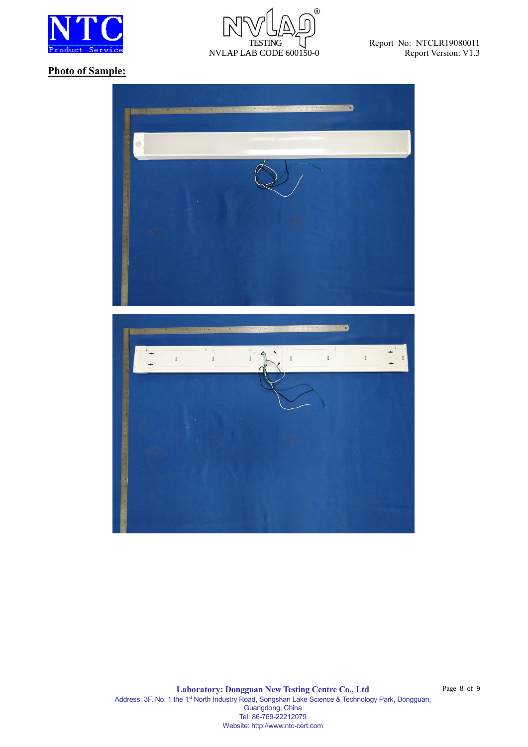## Photo of Sample: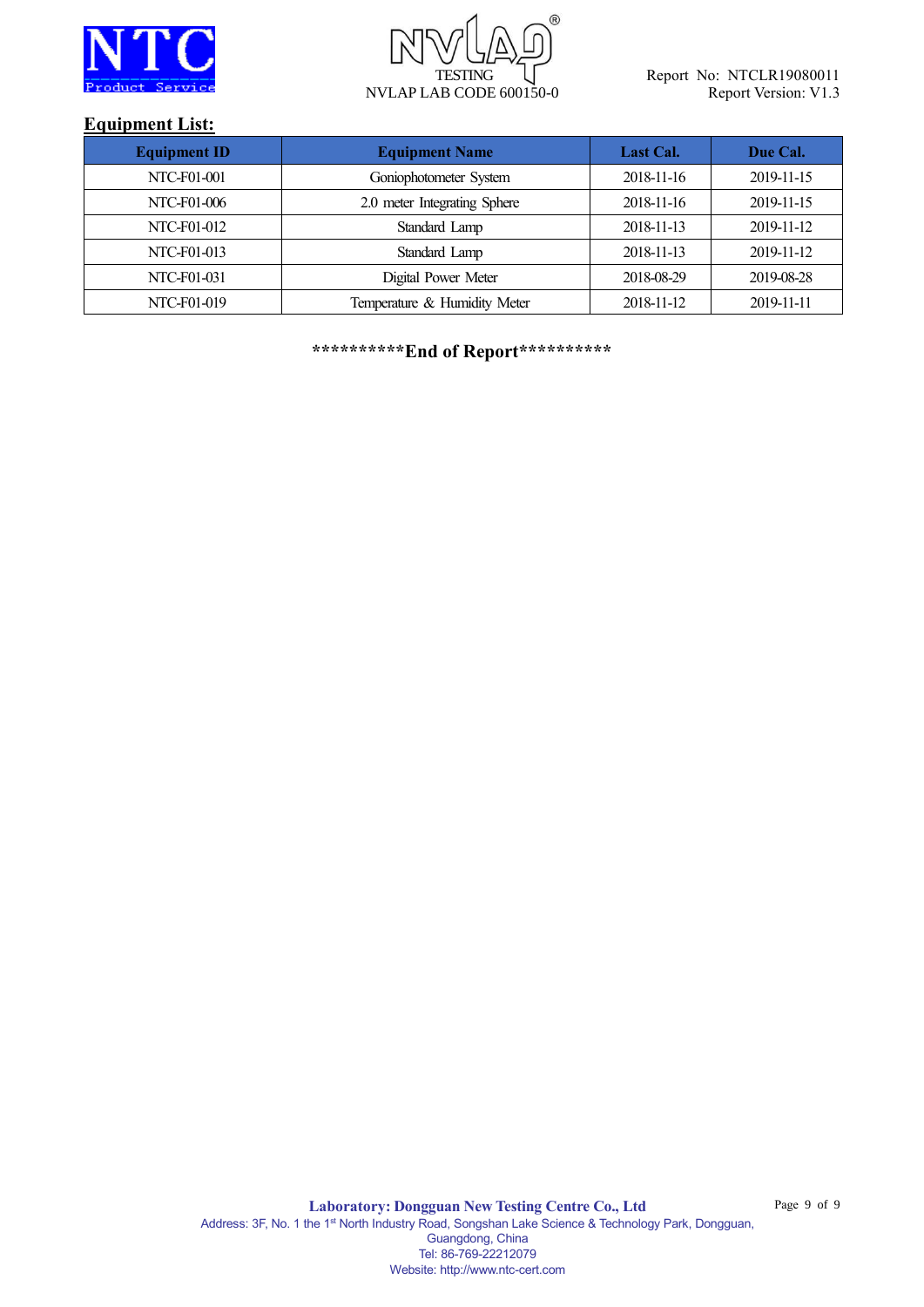## Equipment List:

| Equipment ID | Equipment Name | Last Cal. | Due Cal. |
|---|---|---|---|
| NTC-F01-001 | Goniophotometer System | 2018-11-16 | 2019-11-15 |
| NTC-F01-006 | 2.0 meter Integrating Sphere | 2018-11-16 | 2019-11-15 |
| NTC-F01-012 | Standard Lamp | 2018-11-13 | 2019-11-12 |
| NTC-F01-013 | Standard Lamp | 2018-11-13 | 2019-11-12 |
| NTC-F01-031 | Digital Power Meter | 2018-08-29 | 2019-08-28 |
| NTC-F01-019 | Temperature & Humidity Meter | 2018-11-12 | 2019-11-11 |

**\*\*\*\*\*\*\*\*\*\*End of Report\*\*\*\*\*\*\*\*\*\***